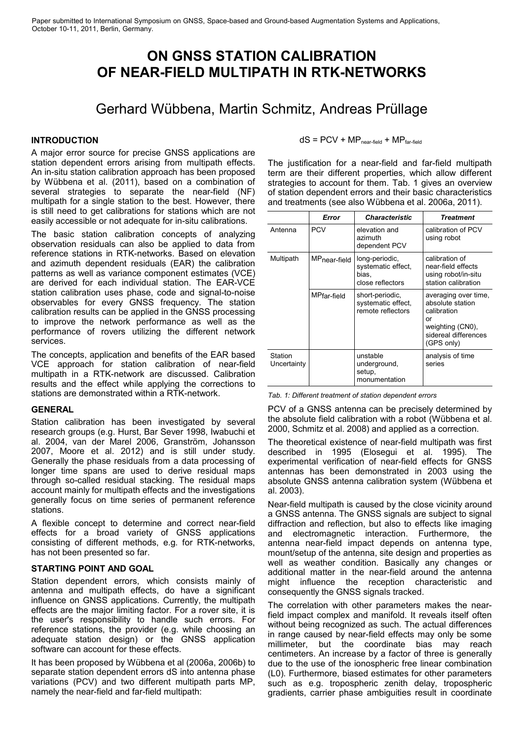Paper submitted to International Symposium on GNSS, Space-based and Ground-based Augmentation Systems and Applications, October 10-11, 2011, Berlin, Germany.

# ON GNSS STATION CALIBRATION OF NEAR-FIELD MULTIPATH IN RTK-NETWORKS

## Gerhard Wübbena, Martin Schmitz, Andreas Prüllage

### INTRODUCTION

A major error source for precise GNSS applications are station dependent errors arising from multipath effects. An in-situ station calibration approach has been proposed by Wübbena et al. (2011), based on a combination of several strategies to separate the near-field (NF) multipath for a single station to the best. However, there is still need to get calibrations for stations which are not easily accessible or not adequate for in-situ calibrations.

The basic station calibration concepts of analyzing observation residuals can also be applied to data from reference stations in RTK-networks. Based on elevation and azimuth dependent residuals (EAR) the calibration patterns as well as variance component estimates (VCE) are derived for each individual station. The EAR-VCE station calibration uses phase, code and signal-to-noise observables for every GNSS frequency. The station calibration results can be applied in the GNSS processing to improve the network performance as well as the performance of rovers utilizing the different network services.

The concepts, application and benefits of the EAR based VCE approach for station calibration of near-field multipath in a RTK-network are discussed. Calibration results and the effect while applying the corrections to stations are demonstrated within a RTK-network.

### GENERAL

Station calibration has been investigated by several research groups (e.g. Hurst, Bar Sever 1998, Iwabuchi et al. 2004, van der Marel 2006, Granström, Johansson 2007, Moore et al. 2012) and is still under study. Generally the phase residuals from a data processing of longer time spans are used to derive residual maps through so-called residual stacking. The residual maps account mainly for multipath effects and the investigations generally focus on time series of permanent reference stations.

A flexible concept to determine and correct near-field effects for a broad variety of GNSS applications consisting of different methods, e.g. for RTK-networks, has not been presented so far.

### STARTING POINT AND GOAL

Station dependent errors, which consists mainly of antenna and multipath effects, do have a significant influence on GNSS applications. Currently, the multipath effects are the major limiting factor. For a rover site, it is the user's responsibility to handle such errors. For reference stations, the provider (e.g. while choosing an adequate station design) or the GNSS application software can account for these effects.

It has been proposed by Wübbena et al (2006a, 2006b) to separate station dependent errors dS into antenna phase variations (PCV) and two different multipath parts MP, namely the near-field and far-field multipath:

$$dS = PCV + MP_{near\text{-}field} + MP_{far\text{-}field}$$

The justification for a near-field and far-field multipath term are their different properties, which allow different strategies to account for them. Tab. 1 gives an overview of station dependent errors and their basic characteristics and treatments (see also Wübbena et al. 2006a, 2011).

| | *Error* | *Characteristic* | *Treatment* |
|---|---|---|---|
| Antenna | PCV | elevation and azimuth dependent PCV | calibration of PCV using robot |
| Multipath | $MP_{near\text{-}field}$ | long-periodic, systematic effect, bias, close reflectors | calibration of near-field effects using robot/in-situ station calibration |
| | $MP_{far\text{-}field}$ | short-periodic, systematic effect, remote reflectors | averaging over time, absolute station calibration or weighting (CN0), sidereal differences (GPS only) |
| Station Uncertainty | | unstable underground, setup, monumentation | analysis of time series |

*Tab. 1: Different treatment of station dependent errors*

PCV of a GNSS antenna can be precisely determined by the absolute field calibration with a robot (Wübbena et al. 2000, Schmitz et al. 2008) and applied as a correction.

The theoretical existence of near-field multipath was first described in 1995 (Elosegui et al. 1995). The experimental verification of near-field effects for GNSS antennas has been demonstrated in 2003 using the absolute GNSS antenna calibration system (Wübbena et al. 2003).

Near-field multipath is caused by the close vicinity around a GNSS antenna. The GNSS signals are subject to signal diffraction and reflection, but also to effects like imaging and electromagnetic interaction. Furthermore, the antenna near-field impact depends on antenna type, mount/setup of the antenna, site design and properties as well as weather condition. Basically any changes or additional matter in the near-field around the antenna might influence the reception characteristic and consequently the GNSS signals tracked.

The correlation with other parameters makes the near-field impact complex and manifold. It reveals itself often without being recognized as such. The actual differences in range caused by near-field effects may only be some millimeter, but the coordinate bias may reach centimeters. An increase by a factor of three is generally due to the use of the ionospheric free linear combination (L0). Furthermore, biased estimates for other parameters such as e.g. tropospheric zenith delay, tropospheric gradients, carrier phase ambiguities result in coordinate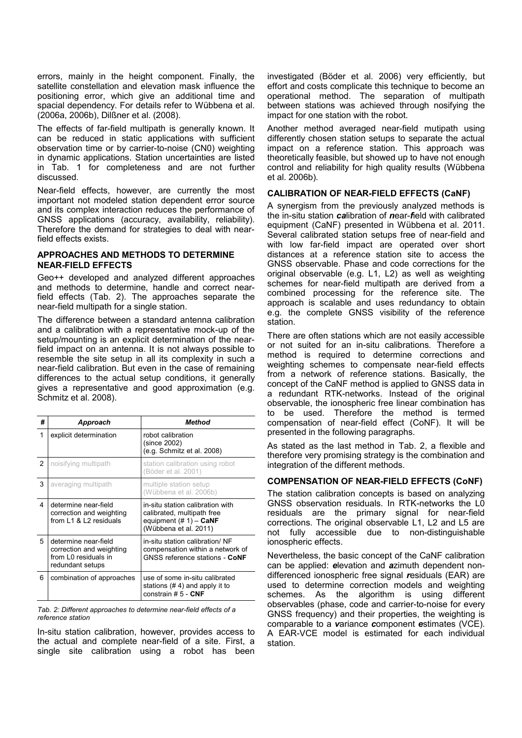errors, mainly in the height component. Finally, the satellite constellation and elevation mask influence the positioning error, which give an additional time and spacial dependency. For details refer to Wübbena et al. (2006a, 2006b), Dilßner et al. (2008).

The effects of far-field multipath is generally known. It can be reduced in static applications with sufficient observation time or by carrier-to-noise (CN0) weighting in dynamic applications. Station uncertainties are listed in Tab. 1 for completeness and are not further discussed.

Near-field effects, however, are currently the most important not modeled station dependent error source and its complex interaction reduces the performance of GNSS applications (accuracy, availability, reliability). Therefore the demand for strategies to deal with near-field effects exists.

## APPROACHES AND METHODS TO DETERMINE NEAR-FIELD EFFECTS

Geo++ developed and analyzed different approaches and methods to determine, handle and correct near-field effects (Tab. 2). The approaches separate the near-field multipath for a single station.

The difference between a standard antenna calibration and a calibration with a representative mock-up of the setup/mounting is an explicit determination of the near-field impact on an antenna. It is not always possible to resemble the site setup in all its complexity in such a near-field calibration. But even in the case of remaining differences to the actual setup conditions, it generally gives a representative and good approximation (e.g. Schmitz et al. 2008).

| # | *Approach* | *Method* |
|---|---|---|
| 1 | explicit determination | robot calibration (since 2002) (e.g. Schmitz et al. 2008) |
| 2 | noisifying multipath | station calibration using robot (Böder et al. 2001) |
| 3 | averaging multipath | multiple station setup (Wübbena et al. 2006b) |
| 4 | determine near-field correction and weighting from L1 & L2 residuals | in-situ station calibration with calibrated, multipath free equipment (# 1) – **CaNF** (Wübbena et al. 2011) |
| 5 | determine near-field correction and weighting from L0 residuals in redundant setups | in-situ station calibration/ NF compensation within a network of GNSS reference stations - **CoNF** |
| 6 | combination of approaches | use of some in-situ calibrated stations (# 4) and apply it to constrain # 5 - **CNF** |

*Tab. 2: Different approaches to determine near-field effects of a reference station*

In-situ station calibration, however, provides access to the actual and complete near-field of a site. First, a single site calibration using a robot has been investigated (Böder et al. 2006) very efficiently, but effort and costs complicate this technique to become an operational method. The separation of multipath between stations was achieved through nosifying the impact for one station with the robot.

Another method averaged near-field mutipath using differently chosen station setups to separate the actual impact on a reference station. This approach was theoretically feasible, but showed up to have not enough control and reliability for high quality results (Wübbena et al. 2006b).

## CALIBRATION OF NEAR-FIELD EFFECTS (CaNF)

A synergism from the previously analyzed methods is the in-situ station ***ca****libration of* ***n****ear-****f****ield* with calibrated equipment (CaNF) presented in Wübbena et al. 2011. Several calibrated station setups free of near-field and with low far-field impact are operated over short distances at a reference station site to access the GNSS observable. Phase and code corrections for the original observable (e.g. L1, L2) as well as weighting schemes for near-field multipath are derived from a combined processing for the reference site. The approach is scalable and uses redundancy to obtain e.g. the complete GNSS visibility of the reference station.

There are often stations which are not easily accessible or not suited for an in-situ calibrations. Therefore a method is required to determine corrections and weighting schemes to compensate near-field effects from a network of reference stations. Basically, the concept of the CaNF method is applied to GNSS data in a redundant RTK-networks. Instead of the original observable, the ionospheric free linear combination has to be used. Therefore the method is termed compensation of near-field effect (CoNF). It will be presented in the following paragraphs.

As stated as the last method in Tab. 2, a flexible and therefore very promising strategy is the combination and integration of the different methods.

## COMPENSATION OF NEAR-FIELD EFFECTS (CoNF)

The station calibration concepts is based on analyzing GNSS observation residuals. In RTK-networks the L0 residuals are the primary signal for near-field corrections. The original observable L1, L2 and L5 are not fully accessible due to non-distinguishable ionospheric effects.

Nevertheless, the basic concept of the CaNF calibration can be applied: ***e****levation and* ***a****zimuth dependent non-differenced ionospheric free signal* ***r****esiduals* (EAR) are used to determine correction models and weighting schemes. As the algorithm is using different observables (phase, code and carrier-to-noise for every GNSS frequency) and their properties, the weighting is comparable to a ***v****ariance* ***c****omponent* ***e****stimates* (VCE). A EAR-VCE model is estimated for each individual station.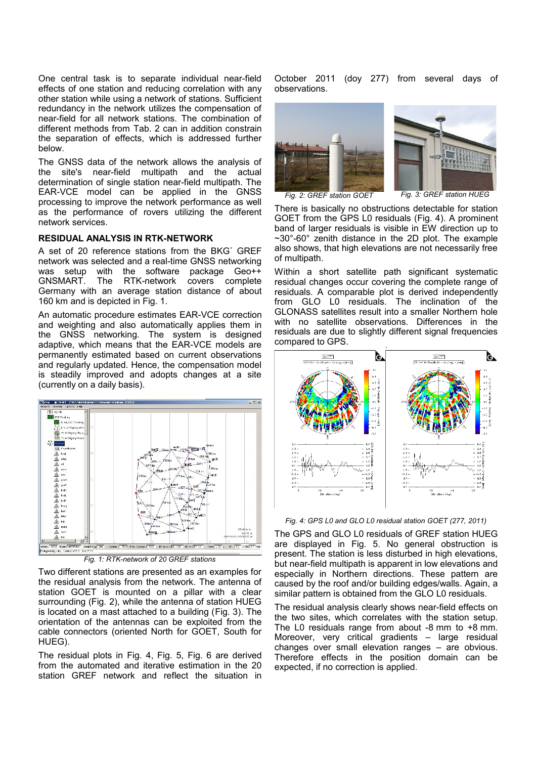One central task is to separate individual near-field effects of one station and reducing correlation with any other station while using a network of stations. Sufficient redundancy in the network utilizes the compensation of near-field for all network stations. The combination of different methods from Tab. 2 can in addition constrain the separation of effects, which is addressed further below.

The GNSS data of the network allows the analysis of the site's near-field multipath and the actual determination of single station near-field multipath. The EAR-VCE model can be applied in the GNSS processing to improve the network performance as well as the performance of rovers utilizing the different network services.

### RESIDUAL ANALYSIS IN RTK-NETWORK

A set of 20 reference stations from the BKG* GREF network was selected and a real-time GNSS networking was setup with the software package Geo++ GNSMART. The RTK-network covers complete Germany with an average station distance of about 160 km and is depicted in Fig. 1.

An automatic procedure estimates EAR-VCE correction and weighting and also automatically applies them in the GNSS networking. The system is designed adaptive, which means that the EAR-VCE models are permanently estimated based on current observations and regularly updated. Hence, the compensation model is steadily improved and adopts changes at a site (currently on a daily basis).

*Fig. 1: RTK-network of 20 GREF stations*

Two different stations are presented as an examples for the residual analysis from the network. The antenna of station GOET is mounted on a pillar with a clear surrounding (Fig. 2), while the antenna of station HUEG is located on a mast attached to a building (Fig. 3). The orientation of the antennas can be exploited from the cable connectors (oriented North for GOET, South for HUEG).

The residual plots in Fig. 4, Fig. 5, Fig. 6 are derived from the automated and iterative estimation in the 20 station GREF network and reflect the situation in October 2011 (doy 277) from several days of observations.

*Fig. 2: GREF station GOET*

*Fig. 3: GREF station HUEG*

There is basically no obstructions detectable for station GOET from the GPS L0 residuals (Fig. 4). A prominent band of larger residuals is visible in EW direction up to ~30°-60° zenith distance in the 2D plot. The example also shows, that high elevations are not necessarily free of multipath.

Within a short satellite path significant systematic residual changes occur covering the complete range of residuals. A comparable plot is derived independently from GLO L0 residuals. The inclination of the GLONASS satellites result into a smaller Northern hole with no satellite observations. Differences in the residuals are due to slightly different signal frequencies compared to GPS.

*Fig. 4: GPS L0 and GLO L0 residual station GOET (277, 2011)*

The GPS and GLO L0 residuals of GREF station HUEG are displayed in Fig. 5. No general obstruction is present. The station is less disturbed in high elevations, but near-field multipath is apparent in low elevations and especially in Northern directions. These pattern are caused by the roof and/or building edges/walls. Again, a similar pattern is obtained from the GLO L0 residuals.

The residual analysis clearly shows near-field effects on the two sites, which correlates with the station setup. The L0 residuals range from about -8 mm to +8 mm. Moreover, very critical gradients – large residual changes over small elevation ranges – are obvious. Therefore effects in the position domain can be expected, if no correction is applied.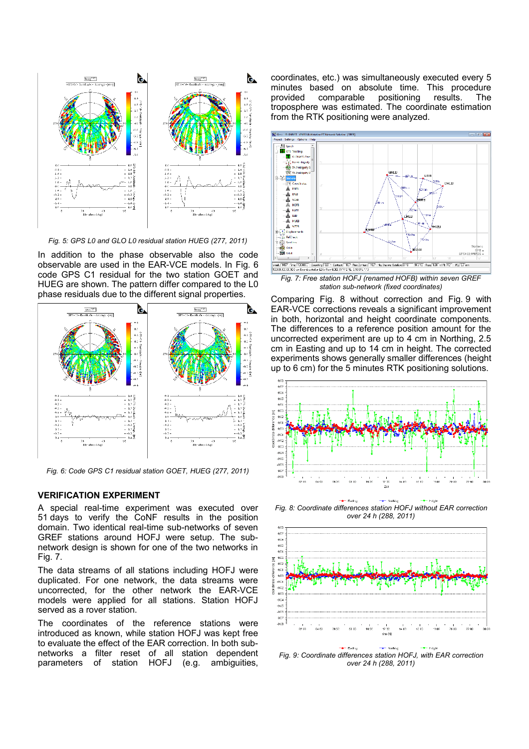*Fig. 5: GPS L0 and GLO L0 residual station HUEG (277, 2011)*

In addition to the phase observable also the code observable are used in the EAR-VCE models. In Fig. 6 code GPS C1 residual for the two station GOET and HUEG are shown. The pattern differ compared to the L0 phase residuals due to the different signal properties.

*Fig. 6: Code GPS C1 residual station GOET, HUEG (277, 2011)*

## VERIFICATION EXPERIMENT

A special real-time experiment was executed over 51 days to verify the CoNF results in the position domain. Two identical real-time sub-networks of seven GREF stations around HOFJ were setup. The sub-network design is shown for one of the two networks in Fig. 7.

The data streams of all stations including HOFJ were duplicated. For one network, the data streams were uncorrected, for the other network the EAR-VCE models were applied for all stations. Station HOFJ served as a rover station.

The coordinates of the reference stations were introduced as known, while station HOFJ was kept free to evaluate the effect of the EAR correction. In both sub-networks a filter reset of all station dependent parameters of station HOFJ (e.g. ambiguities, coordinates, etc.) was simultaneously executed every 5 minutes based on absolute time. This procedure provided comparable positioning results. The troposphere was estimated. The coordinate estimation from the RTK positioning were analyzed.

*Fig. 7: Free station HOFJ (renamed HOFB) within seven GREF station sub-network (fixed coordinates)*

Comparing Fig. 8 without correction and Fig. 9 with EAR-VCE corrections reveals a significant improvement in both, horizontal and height coordinate components. The differences to a reference position amount for the uncorrected experiment are up to 4 cm in Northing, 2.5 cm in Easting and up to 14 cm in height. The corrected experiments shows generally smaller differences (height up to 6 cm) for the 5 minutes RTK positioning solutions.

*Fig. 8: Coordinate differences station HOFJ without EAR correction over 24 h (288, 2011)*

*Fig. 9: Coordinate differences station HOFJ, with EAR correction over 24 h (288, 2011)*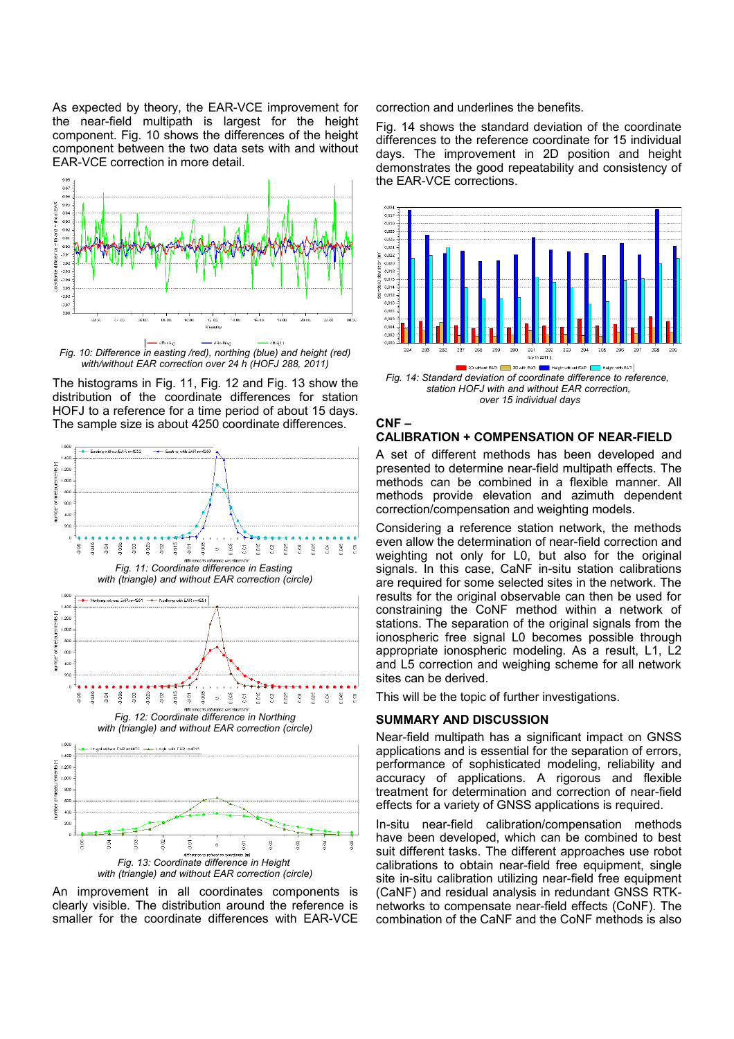As expected by theory, the EAR-VCE improvement for the near-field multipath is largest for the height component. Fig. 10 shows the differences of the height component between the two data sets with and without EAR-VCE correction in more detail.

Fig. 10: Difference in easting /red), northing (blue) and height (red) with/without EAR correction over 24 h (HOFJ 288, 2011)

The histograms in Fig. 11, Fig. 12 and Fig. 13 show the distribution of the coordinate differences for station HOFJ to a reference for a time period of about 15 days. The sample size is about 4250 coordinate differences.

Fig. 11: Coordinate difference in Easting with (triangle) and without EAR correction (circle)

Fig. 12: Coordinate difference in Northing with (triangle) and without EAR correction (circle)

Fig. 13: Coordinate difference in Height with (triangle) and without EAR correction (circle)

An improvement in all coordinates components is clearly visible. The distribution around the reference is smaller for the coordinate differences with EAR-VCE correction and underlines the benefits.

Fig. 14 shows the standard deviation of the coordinate differences to the reference coordinate for 15 individual days. The improvement in 2D position and height demonstrates the good repeatability and consistency of the EAR-VCE corrections.

Fig. 14: Standard deviation of coordinate difference to reference, station HOFJ with and without EAR correction, over 15 individual days

## CNF – CALIBRATION + COMPENSATION OF NEAR-FIELD

A set of different methods has been developed and presented to determine near-field multipath effects. The methods can be combined in a flexible manner. All methods provide elevation and azimuth dependent correction/compensation and weighting models.

Considering a reference station network, the methods even allow the determination of near-field correction and weighting not only for L0, but also for the original signals. In this case, CaNF in-situ station calibrations are required for some selected sites in the network. The results for the original observable can then be used for constraining the CoNF method within a network of stations. The separation of the original signals from the ionospheric free signal L0 becomes possible through appropriate ionospheric modeling. As a result, L1, L2 and L5 correction and weighing scheme for all network sites can be derived.

This will be the topic of further investigations.

## SUMMARY AND DISCUSSION

Near-field multipath has a significant impact on GNSS applications and is essential for the separation of errors, performance of sophisticated modeling, reliability and accuracy of applications. A rigorous and flexible treatment for determination and correction of near-field effects for a variety of GNSS applications is required.

In-situ near-field calibration/compensation methods have been developed, which can be combined to best suit different tasks. The different approaches use robot calibrations to obtain near-field free equipment, single site in-situ calibration utilizing near-field free equipment (CaNF) and residual analysis in redundant GNSS RTK-networks to compensate near-field effects (CoNF). The combination of the CaNF and the CoNF methods is also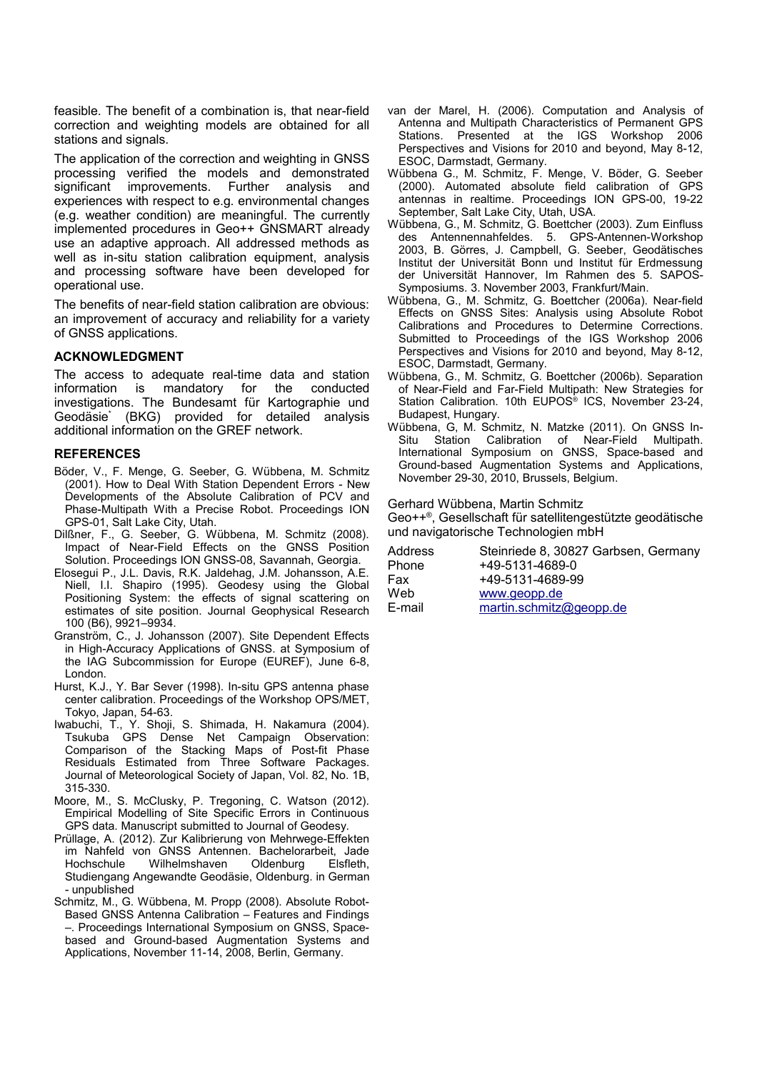feasible. The benefit of a combination is, that near-field correction and weighting models are obtained for all stations and signals.

The application of the correction and weighting in GNSS processing verified the models and demonstrated significant improvements. Further analysis and experiences with respect to e.g. environmental changes (e.g. weather condition) are meaningful. The currently implemented procedures in Geo++ GNSMART already use an adaptive approach. All addressed methods as well as in-situ station calibration equipment, analysis and processing software have been developed for operational use.

The benefits of near-field station calibration are obvious: an improvement of accuracy and reliability for a variety of GNSS applications.

### ACKNOWLEDGMENT

The access to adequate real-time data and station information is mandatory for the conducted investigations. The Bundesamt für Kartographie und Geodäsie* (BKG) provided for detailed analysis additional information on the GREF network.

### REFERENCES

Böder, V., F. Menge, G. Seeber, G. Wübbena, M. Schmitz (2001). How to Deal With Station Dependent Errors - New Developments of the Absolute Calibration of PCV and Phase-Multipath With a Precise Robot. Proceedings ION GPS-01, Salt Lake City, Utah.

Dilßner, F., G. Seeber, G. Wübbena, M. Schmitz (2008). Impact of Near-Field Effects on the GNSS Position Solution. Proceedings ION GNSS-08, Savannah, Georgia.

Elosegui P., J.L. Davis, R.K. Jaldehag, J.M. Johansson, A.E. Niell, I.I. Shapiro (1995). Geodesy using the Global Positioning System: the effects of signal scattering on estimates of site position. Journal Geophysical Research 100 (B6), 9921–9934.

Granström, C., J. Johansson (2007). Site Dependent Effects in High-Accuracy Applications of GNSS. at Symposium of the IAG Subcommission for Europe (EUREF), June 6-8, London.

Hurst, K.J., Y. Bar Sever (1998). In-situ GPS antenna phase center calibration. Proceedings of the Workshop OPS/MET, Tokyo, Japan, 54-63.

Iwabuchi, T., Y. Shoji, S. Shimada, H. Nakamura (2004). Tsukuba GPS Dense Net Campaign Observation: Comparison of the Stacking Maps of Post-fit Phase Residuals Estimated from Three Software Packages. Journal of Meteorological Society of Japan, Vol. 82, No. 1B, 315-330.

Moore, M., S. McClusky, P. Tregoning, C. Watson (2012). Empirical Modelling of Site Specific Errors in Continuous GPS data. Manuscript submitted to Journal of Geodesy.

Prüllage, A. (2012). Zur Kalibrierung von Mehrwege-Effekten im Nahfeld von GNSS Antennen. Bachelorarbeit, Jade Hochschule Wilhelmshaven Oldenburg Elsfleth, Studiengang Angewandte Geodäsie, Oldenburg. in German - unpublished

Schmitz, M., G. Wübbena, M. Propp (2008). Absolute Robot-Based GNSS Antenna Calibration – Features and Findings –. Proceedings International Symposium on GNSS, Space-based and Ground-based Augmentation Systems and Applications, November 11-14, 2008, Berlin, Germany.

van der Marel, H. (2006). Computation and Analysis of Antenna and Multipath Characteristics of Permanent GPS Stations. Presented at the IGS Workshop 2006 Perspectives and Visions for 2010 and beyond, May 8-12, ESOC, Darmstadt, Germany.

Wübbena G., M. Schmitz, F. Menge, V. Böder, G. Seeber (2000). Automated absolute field calibration of GPS antennas in realtime. Proceedings ION GPS-00, 19-22 September, Salt Lake City, Utah, USA.

Wübbena, G., M. Schmitz, G. Boettcher (2003). Zum Einfluss des Antennennahfeldes. 5. GPS-Antennen-Workshop 2003, B. Görres, J. Campbell, G. Seeber, Geodätisches Institut der Universität Bonn und Institut für Erdmessung der Universität Hannover, Im Rahmen des 5. SAPOS-Symposiums. 3. November 2003, Frankfurt/Main.

Wübbena, G., M. Schmitz, G. Boettcher (2006a). Near-field Effects on GNSS Sites: Analysis using Absolute Robot Calibrations and Procedures to Determine Corrections. Submitted to Proceedings of the IGS Workshop 2006 Perspectives and Visions for 2010 and beyond, May 8-12, ESOC, Darmstadt, Germany.

Wübbena, G., M. Schmitz, G. Boettcher (2006b). Separation of Near-Field and Far-Field Multipath: New Strategies for Station Calibration. 10th EUPOS® ICS, November 23-24, Budapest, Hungary.

Wübbena, G, M. Schmitz, N. Matzke (2011). On GNSS In-Situ Station Calibration of Near-Field Multipath. International Symposium on GNSS, Space-based and Ground-based Augmentation Systems and Applications, November 29-30, 2010, Brussels, Belgium.

Gerhard Wübbena, Martin Schmitz
Geo++®, Gesellschaft für satellitengestützte geodätische und navigatorische Technologien mbH

| | |
|---|---|
| Address | Steinriede 8, 30827 Garbsen, Germany |
| Phone | +49-5131-4689-0 |
| Fax | +49-5131-4689-99 |
| Web | www.geopp.de |
| E-mail | martin.schmitz@geopp.de |